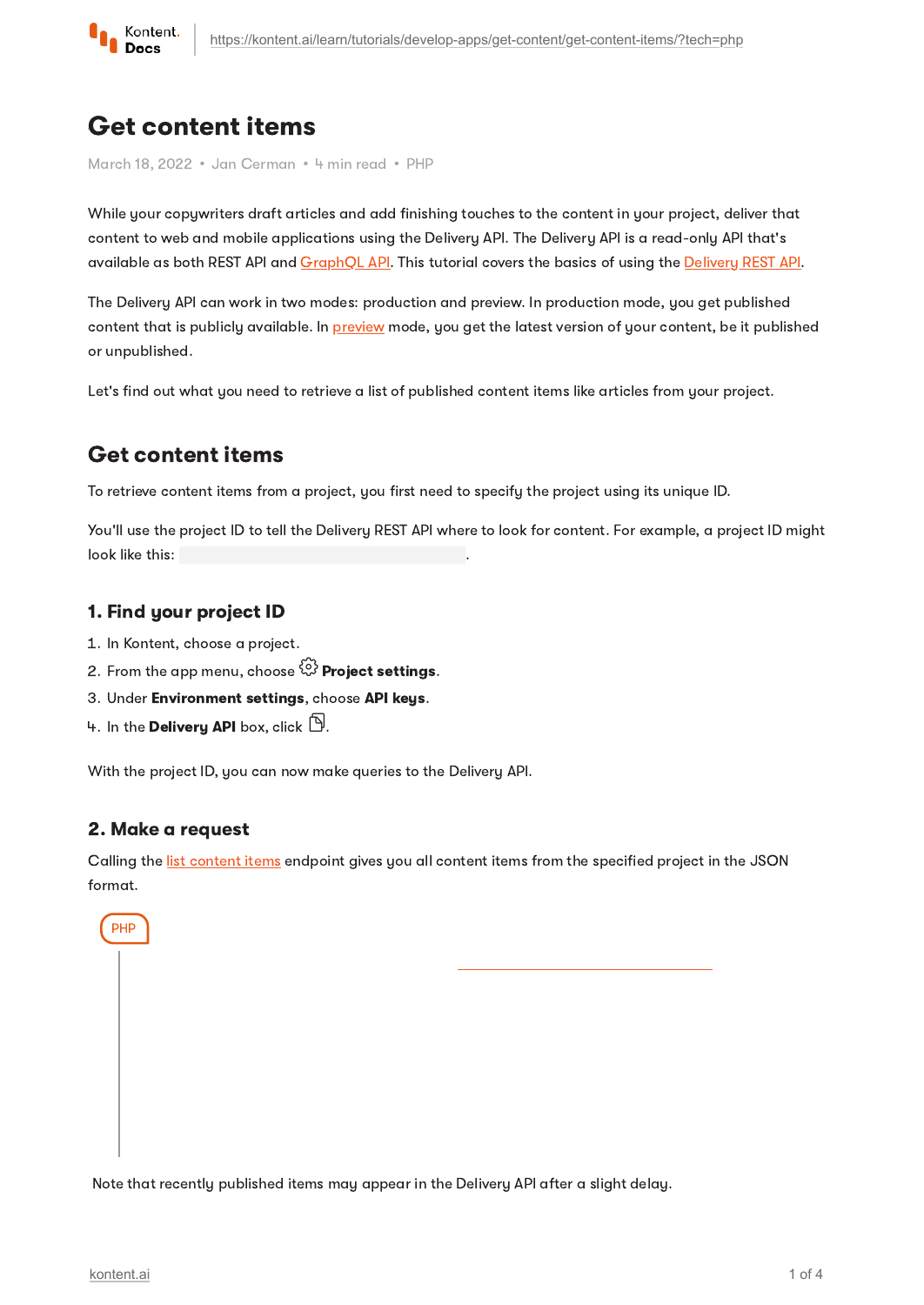# Get content items

March 18, 2022 • Jan Cerman • 4 min read • PHP

While your copywriters draft articles and add finishing touches to the content in your project, deliver that content to web and mobile applications using the Delivery API. The Delivery API is a read-only API that's available as both REST API and GraphQL API. This tutorial covers the basics of using the Delivery REST API.

The Delivery API can work in two modes: production and preview. In production mode, you get published content that is publicly available. In preview mode, you get the latest version of your content, be it published or unpublished.

Let's find out what you need to retrieve a list of published content items like articles from your project.

## Get content items

To retrieve content items from a project, you first need to specify the project using its unique ID.

You'll use the project ID to tell the Delivery REST API where to look for content. For example, a project ID might look like this: .

### 1. Find your project ID

1. In Kontent, choose a project.
2. From the app menu, choose **Project settings**.
3. Under **Environment settings**, choose **API keys**.
4. In the **Delivery API** box, click .

With the project ID, you can now make queries to the Delivery API.

### 2. Make a request

Calling the list content items endpoint gives you all content items from the specified project in the JSON format.

PHP

Note that recently published items may appear in the Delivery API after a slight delay.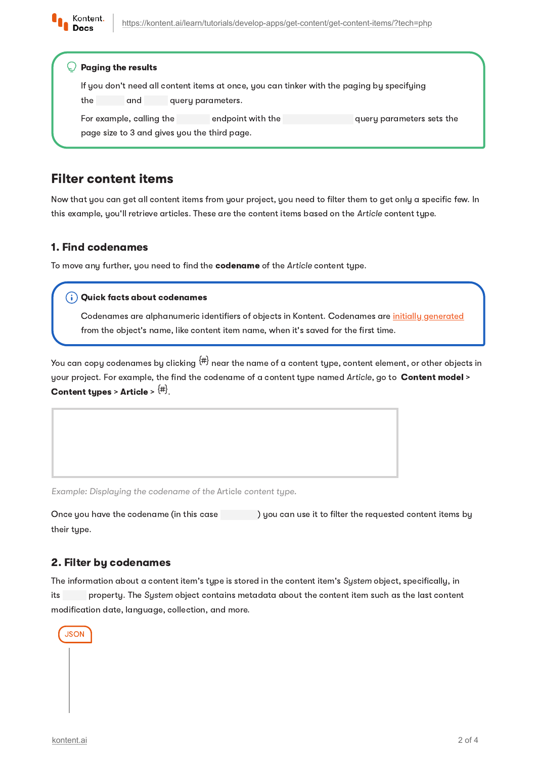**Paging the results**

If you don't need all content items at once, you can tinker with the paging by specifying the and query parameters.

For example, calling the endpoint with the query parameters sets the page size to 3 and gives you the third page.

## Filter content items

Now that you can get all content items from your project, you need to filter them to get only a specific few. In this example, you'll retrieve articles. These are the content items based on the *Article* content type.

### 1. Find codenames

To move any further, you need to find the **codename** of the *Article* content type.

**Quick facts about codenames**

Codenames are alphanumeric identifiers of objects in Kontent. Codenames are initially generated from the object's name, like content item name, when it's saved for the first time.

You can copy codenames by clicking {#} near the name of a content type, content element, or other objects in your project. For example, the find the codename of a content type named *Article*, go to **Content model** > **Content types** > **Article** > {#}.

*Example: Displaying the codename of the Article content type.*

Once you have the codename (in this case ) you can use it to filter the requested content items by their type.

### 2. Filter by codenames

The information about a content item's type is stored in the content item's *System* object, specifically, in its property. The *System* object contains metadata about the content item such as the last content modification date, language, collection, and more.

JSON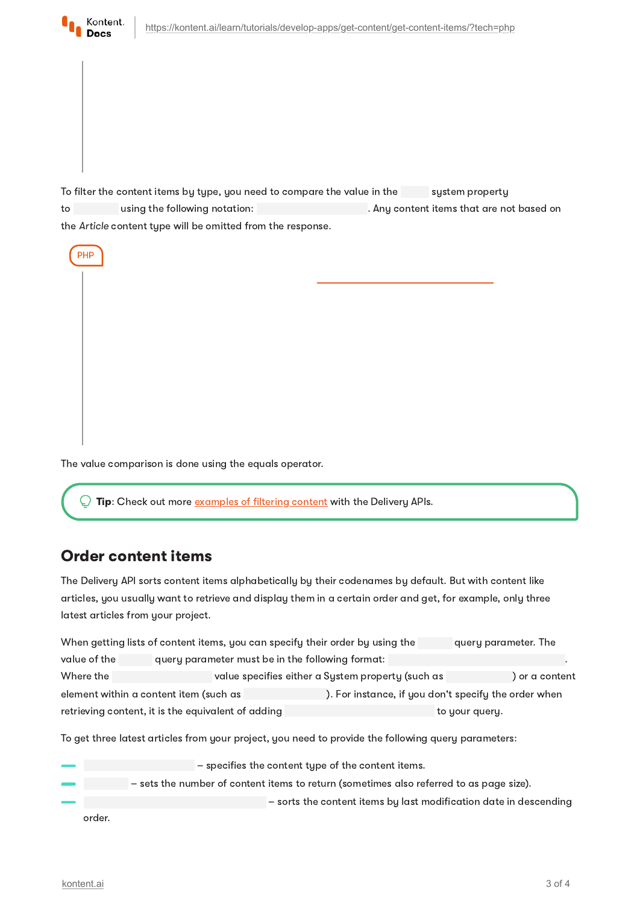To filter the content items by type, you need to compare the value in the  system property to  using the following notation: . Any content items that are not based on the *Article* content type will be omitted from the response.

PHP

The value comparison is done using the equals operator.

**Tip**: Check out more examples of filtering content with the Delivery APIs.

## Order content items

The Delivery API sorts content items alphabetically by their codenames by default. But with content like articles, you usually want to retrieve and display them in a certain order and get, for example, only three latest articles from your project.

When getting lists of content items, you can specify their order by using the  query parameter. The value of the  query parameter must be in the following format: . Where the  value specifies either a System property (such as ) or a content element within a content item (such as ). For instance, if you don't specify the order when retrieving content, it is the equivalent of adding  to your query.

To get three latest articles from your project, you need to provide the following query parameters:

- – specifies the content type of the content items.
- – sets the number of content items to return (sometimes also referred to as page size).
- – sorts the content items by last modification date in descending order.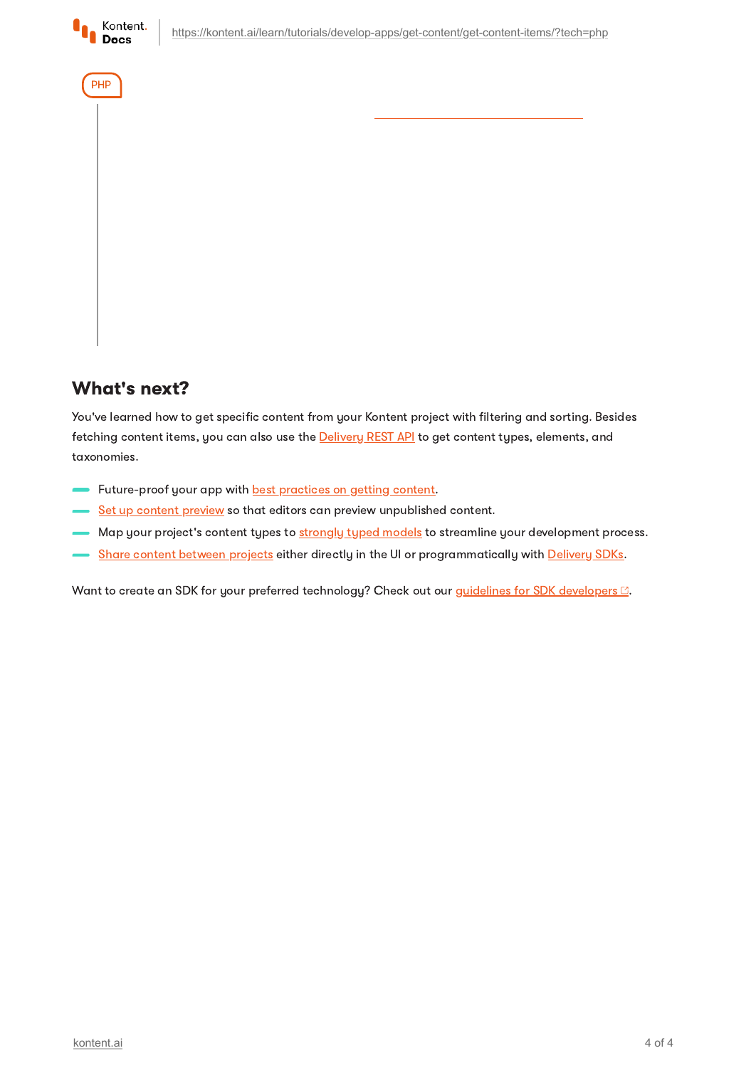PHP

## What's next?

You've learned how to get specific content from your Kontent project with filtering and sorting. Besides fetching content items, you can also use the Delivery REST API to get content types, elements, and taxonomies.

- Future-proof your app with best practices on getting content.
- Set up content preview so that editors can preview unpublished content.
- Map your project's content types to strongly typed models to streamline your development process.
- Share content between projects either directly in the UI or programmatically with Delivery SDKs.

Want to create an SDK for your preferred technology? Check out our guidelines for SDK developers.